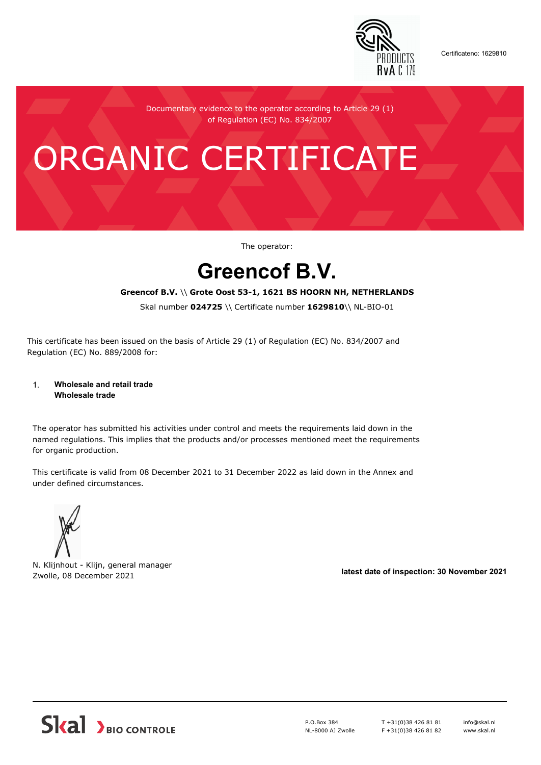Certificateno: 1629810

Documentary evidence to the operator according to Article 29 (1) of Regulation (EC) No. 834/2007

# ORGANIC CERTIFICATE

The operator:

# Greencof B.V.

**Greencof B.V.** \\ **Grote Oost 53-1, 1621 BS HOORN NH, NETHERLANDS**

Skal number **024725** \\ Certificate number **1629810**\\ NL-BIO-01

This certificate has been issued on the basis of Article 29 (1) of Regulation (EC) No. 834/2007 and Regulation (EC) No. 889/2008 for:

1. **Wholesale and retail trade**
   **Wholesale trade**

The operator has submitted his activities under control and meets the requirements laid down in the named regulations. This implies that the products and/or processes mentioned meet the requirements for organic production.

This certificate is valid from 08 December 2021 to 31 December 2022 as laid down in the Annex and under defined circumstances.

N. Klijnhout - Klijn, general manager
Zwolle, 08 December 2021

**latest date of inspection: 30 November 2021**

Skal BIO CONTROLE

P.O.Box 384
NL-8000 AJ Zwolle

T +31(0)38 426 81 81
F +31(0)38 426 81 82

info@skal.nl
www.skal.nl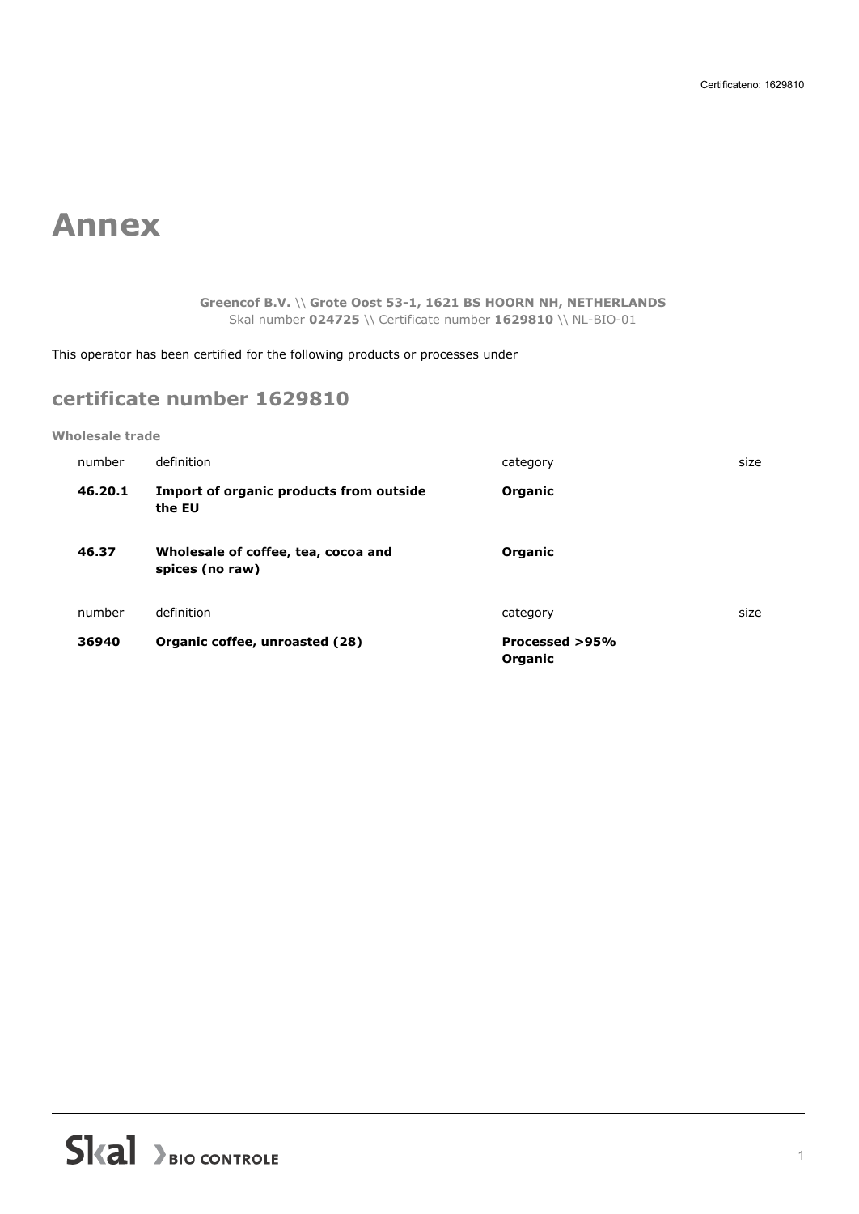# Annex

**Greencof B.V.** \\ **Grote Oost 53-1, 1621 BS HOORN NH, NETHERLANDS**
Skal number **024725** \\ Certificate number **1629810** \\ NL-BIO-01

This operator has been certified for the following products or processes under

## certificate number 1629810

### Wholesale trade

| number | definition | category | size |
|---|---|---|---|
| **46.20.1** | **Import of organic products from outside the EU** | **Organic** | |
| **46.37** | **Wholesale of coffee, tea, cocoa and spices (no raw)** | **Organic** | |

| number | definition | category | size |
|---|---|---|---|
| **36940** | **Organic coffee, unroasted (28)** | **Processed >95% Organic** | |